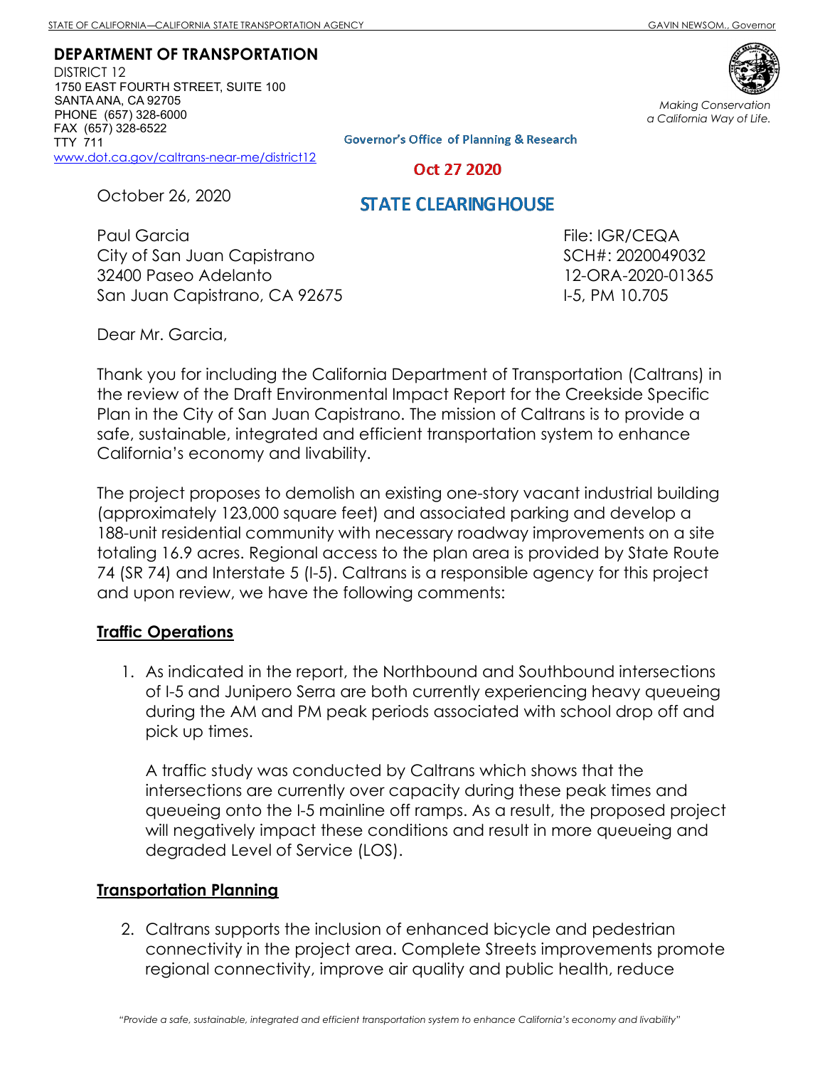STATE OF CALIFORNIA—CALIFORNIA STATE TRANSPORTATION AGENCY GAVIN NEWSOM., Governor

**DEPARTMENT OF TRANSPORTATION**
DISTRICT 12
1750 EAST FOURTH STREET, SUITE 100
SANTA ANA, CA 92705
PHONE (657) 328-6000
FAX (657) 328-6522
TTY 711
www.dot.ca.gov/caltrans-near-me/district12

*Making Conservation a California Way of Life.*

Governor's Office of Planning & Research

Oct 27 2020

STATE CLEARINGHOUSE

October 26, 2020

Paul Garcia
City of San Juan Capistrano
32400 Paseo Adelanto
San Juan Capistrano, CA 92675

File: IGR/CEQA
SCH#: 2020049032
12-ORA-2020-01365
I-5, PM 10.705

Dear Mr. Garcia,

Thank you for including the California Department of Transportation (Caltrans) in the review of the Draft Environmental Impact Report for the Creekside Specific Plan in the City of San Juan Capistrano. The mission of Caltrans is to provide a safe, sustainable, integrated and efficient transportation system to enhance California's economy and livability.

The project proposes to demolish an existing one-story vacant industrial building (approximately 123,000 square feet) and associated parking and develop a 188-unit residential community with necessary roadway improvements on a site totaling 16.9 acres. Regional access to the plan area is provided by State Route 74 (SR 74) and Interstate 5 (I-5). Caltrans is a responsible agency for this project and upon review, we have the following comments:

**Traffic Operations**

1. As indicated in the report, the Northbound and Southbound intersections of I-5 and Junipero Serra are both currently experiencing heavy queueing during the AM and PM peak periods associated with school drop off and pick up times.

   A traffic study was conducted by Caltrans which shows that the intersections are currently over capacity during these peak times and queueing onto the I-5 mainline off ramps. As a result, the proposed project will negatively impact these conditions and result in more queueing and degraded Level of Service (LOS).

**Transportation Planning**

2. Caltrans supports the inclusion of enhanced bicycle and pedestrian connectivity in the project area. Complete Streets improvements promote regional connectivity, improve air quality and public health, reduce

*"Provide a safe, sustainable, integrated and efficient transportation system to enhance California's economy and livability"*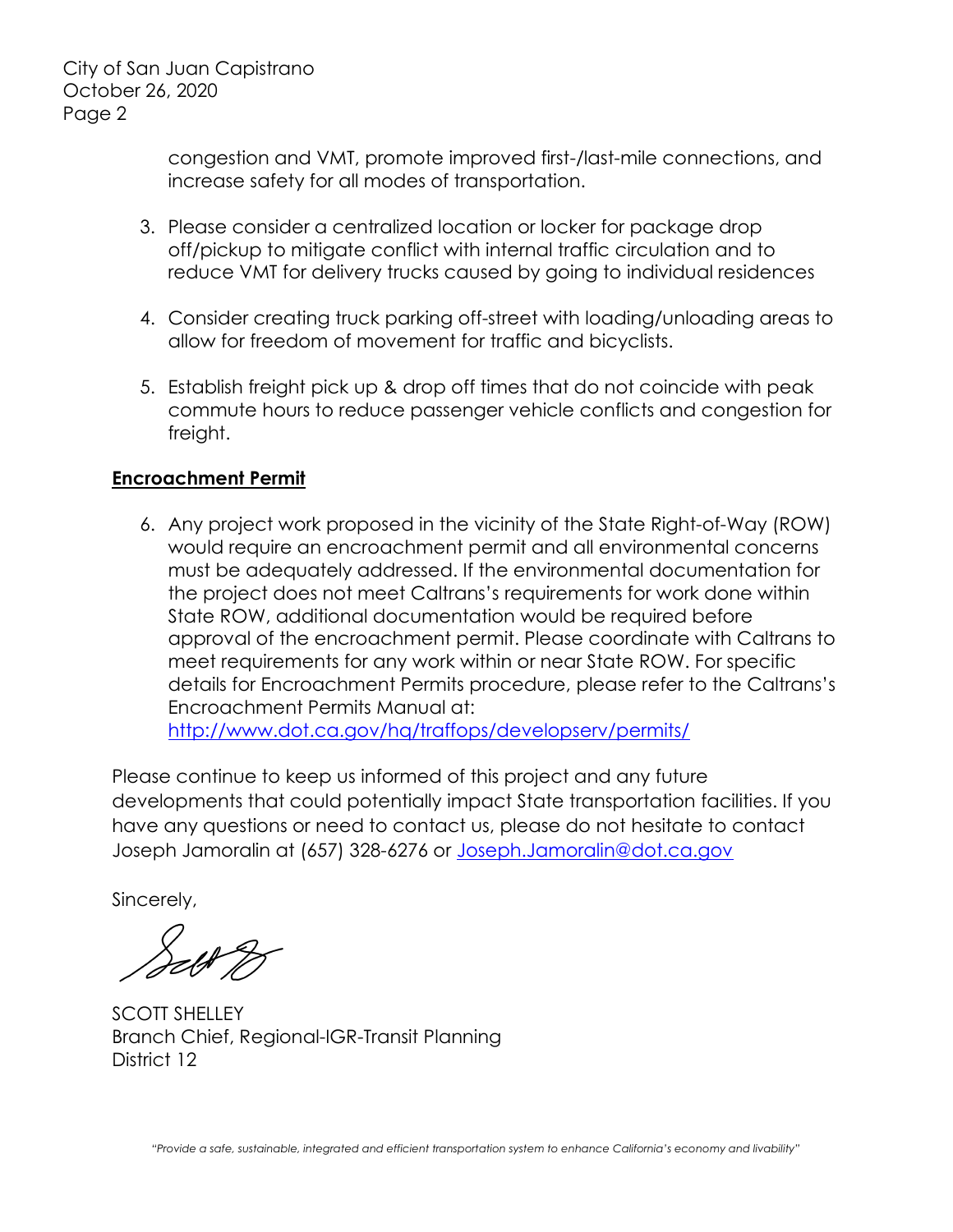congestion and VMT, promote improved first-/last-mile connections, and increase safety for all modes of transportation.

3. Please consider a centralized location or locker for package drop off/pickup to mitigate conflict with internal traffic circulation and to reduce VMT for delivery trucks caused by going to individual residences

4. Consider creating truck parking off-street with loading/unloading areas to allow for freedom of movement for traffic and bicyclists.

5. Establish freight pick up & drop off times that do not coincide with peak commute hours to reduce passenger vehicle conflicts and congestion for freight.

**Encroachment Permit**

6. Any project work proposed in the vicinity of the State Right-of-Way (ROW) would require an encroachment permit and all environmental concerns must be adequately addressed. If the environmental documentation for the project does not meet Caltrans's requirements for work done within State ROW, additional documentation would be required before approval of the encroachment permit. Please coordinate with Caltrans to meet requirements for any work within or near State ROW. For specific details for Encroachment Permits procedure, please refer to the Caltrans's Encroachment Permits Manual at: http://www.dot.ca.gov/hq/traffops/developserv/permits/

Please continue to keep us informed of this project and any future developments that could potentially impact State transportation facilities. If you have any questions or need to contact us, please do not hesitate to contact Joseph Jamoralin at (657) 328-6276 or Joseph.Jamoralin@dot.ca.gov

Sincerely,

SCOTT SHELLEY
Branch Chief, Regional-IGR-Transit Planning
District 12

*"Provide a safe, sustainable, integrated and efficient transportation system to enhance California's economy and livability"*